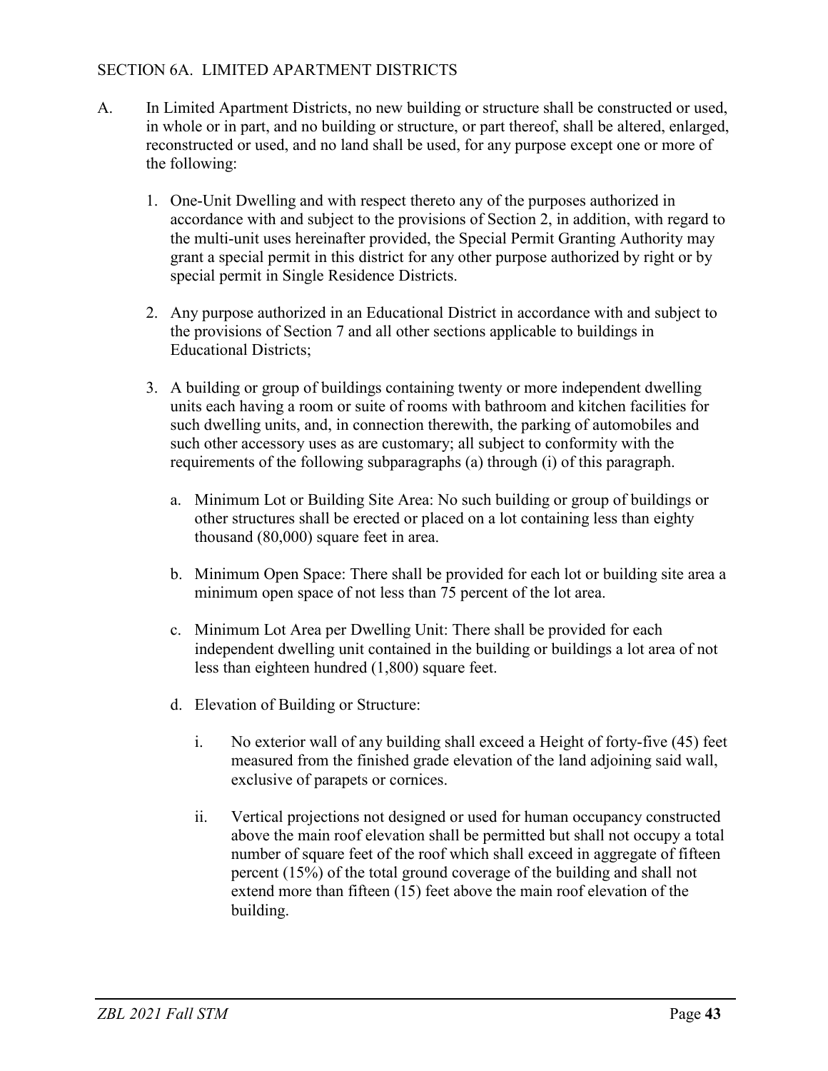## SECTION 6A. LIMITED APARTMENT DISTRICTS

A. In Limited Apartment Districts, no new building or structure shall be constructed or used, in whole or in part, and no building or structure, or part thereof, shall be altered, enlarged, reconstructed or used, and no land shall be used, for any purpose except one or more of the following:

1. One-Unit Dwelling and with respect thereto any of the purposes authorized in accordance with and subject to the provisions of Section 2, in addition, with regard to the multi-unit uses hereinafter provided, the Special Permit Granting Authority may grant a special permit in this district for any other purpose authorized by right or by special permit in Single Residence Districts.

2. Any purpose authorized in an Educational District in accordance with and subject to the provisions of Section 7 and all other sections applicable to buildings in Educational Districts;

3. A building or group of buildings containing twenty or more independent dwelling units each having a room or suite of rooms with bathroom and kitchen facilities for such dwelling units, and, in connection therewith, the parking of automobiles and such other accessory uses as are customary; all subject to conformity with the requirements of the following subparagraphs (a) through (i) of this paragraph.

   a. Minimum Lot or Building Site Area: No such building or group of buildings or other structures shall be erected or placed on a lot containing less than eighty thousand (80,000) square feet in area.

   b. Minimum Open Space: There shall be provided for each lot or building site area a minimum open space of not less than 75 percent of the lot area.

   c. Minimum Lot Area per Dwelling Unit: There shall be provided for each independent dwelling unit contained in the building or buildings a lot area of not less than eighteen hundred (1,800) square feet.

   d. Elevation of Building or Structure:

      i. No exterior wall of any building shall exceed a Height of forty-five (45) feet measured from the finished grade elevation of the land adjoining said wall, exclusive of parapets or cornices.

      ii. Vertical projections not designed or used for human occupancy constructed above the main roof elevation shall be permitted but shall not occupy a total number of square feet of the roof which shall exceed in aggregate of fifteen percent (15%) of the total ground coverage of the building and shall not extend more than fifteen (15) feet above the main roof elevation of the building.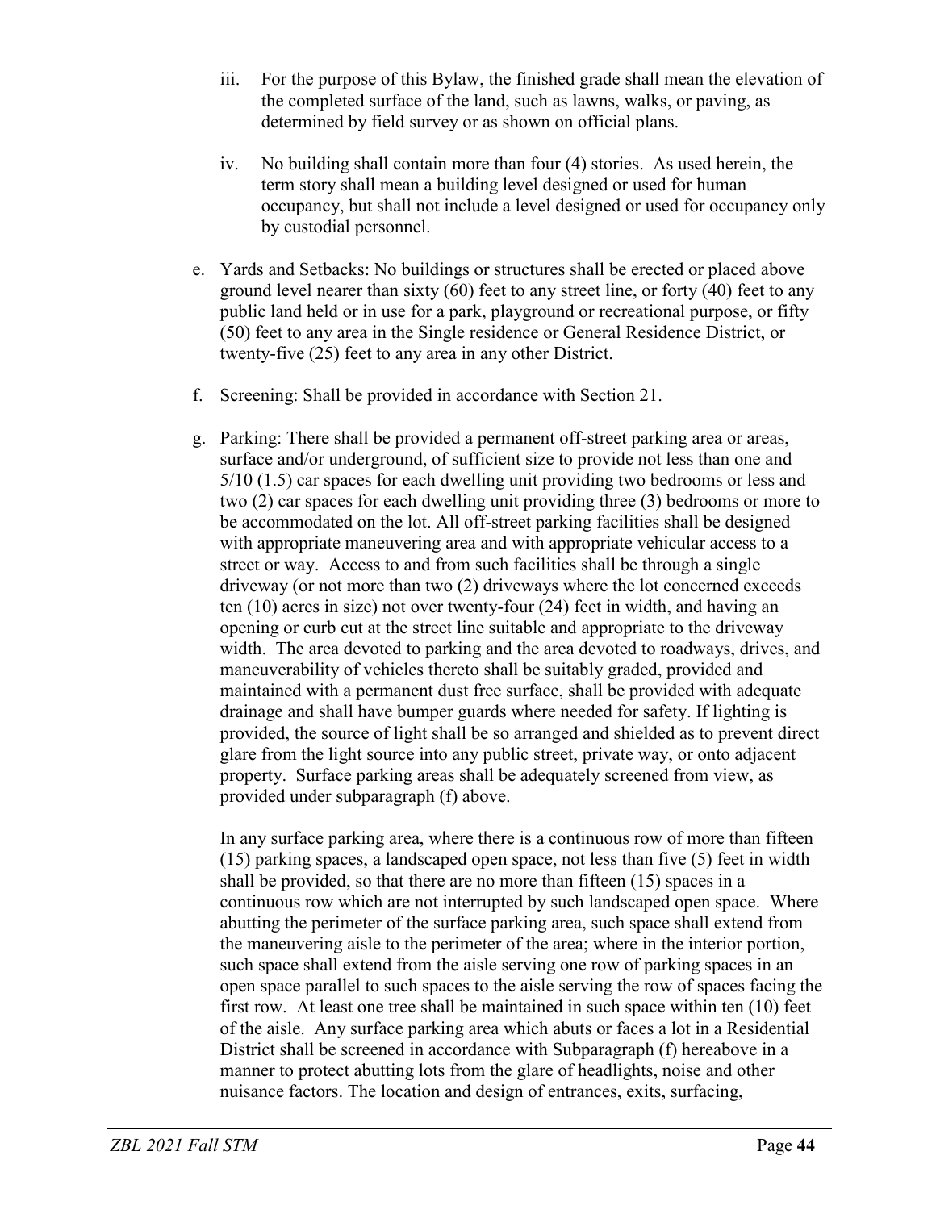iii. For the purpose of this Bylaw, the finished grade shall mean the elevation of the completed surface of the land, such as lawns, walks, or paving, as determined by field survey or as shown on official plans.

iv. No building shall contain more than four (4) stories. As used herein, the term story shall mean a building level designed or used for human occupancy, but shall not include a level designed or used for occupancy only by custodial personnel.

e. Yards and Setbacks: No buildings or structures shall be erected or placed above ground level nearer than sixty (60) feet to any street line, or forty (40) feet to any public land held or in use for a park, playground or recreational purpose, or fifty (50) feet to any area in the Single residence or General Residence District, or twenty-five (25) feet to any area in any other District.

f. Screening: Shall be provided in accordance with Section 21.

g. Parking: There shall be provided a permanent off-street parking area or areas, surface and/or underground, of sufficient size to provide not less than one and 5/10 (1.5) car spaces for each dwelling unit providing two bedrooms or less and two (2) car spaces for each dwelling unit providing three (3) bedrooms or more to be accommodated on the lot. All off-street parking facilities shall be designed with appropriate maneuvering area and with appropriate vehicular access to a street or way. Access to and from such facilities shall be through a single driveway (or not more than two (2) driveways where the lot concerned exceeds ten (10) acres in size) not over twenty-four (24) feet in width, and having an opening or curb cut at the street line suitable and appropriate to the driveway width. The area devoted to parking and the area devoted to roadways, drives, and maneuverability of vehicles thereto shall be suitably graded, provided and maintained with a permanent dust free surface, shall be provided with adequate drainage and shall have bumper guards where needed for safety. If lighting is provided, the source of light shall be so arranged and shielded as to prevent direct glare from the light source into any public street, private way, or onto adjacent property. Surface parking areas shall be adequately screened from view, as provided under subparagraph (f) above.

In any surface parking area, where there is a continuous row of more than fifteen (15) parking spaces, a landscaped open space, not less than five (5) feet in width shall be provided, so that there are no more than fifteen (15) spaces in a continuous row which are not interrupted by such landscaped open space. Where abutting the perimeter of the surface parking area, such space shall extend from the maneuvering aisle to the perimeter of the area; where in the interior portion, such space shall extend from the aisle serving one row of parking spaces in an open space parallel to such spaces to the aisle serving the row of spaces facing the first row. At least one tree shall be maintained in such space within ten (10) feet of the aisle. Any surface parking area which abuts or faces a lot in a Residential District shall be screened in accordance with Subparagraph (f) hereabove in a manner to protect abutting lots from the glare of headlights, noise and other nuisance factors. The location and design of entrances, exits, surfacing,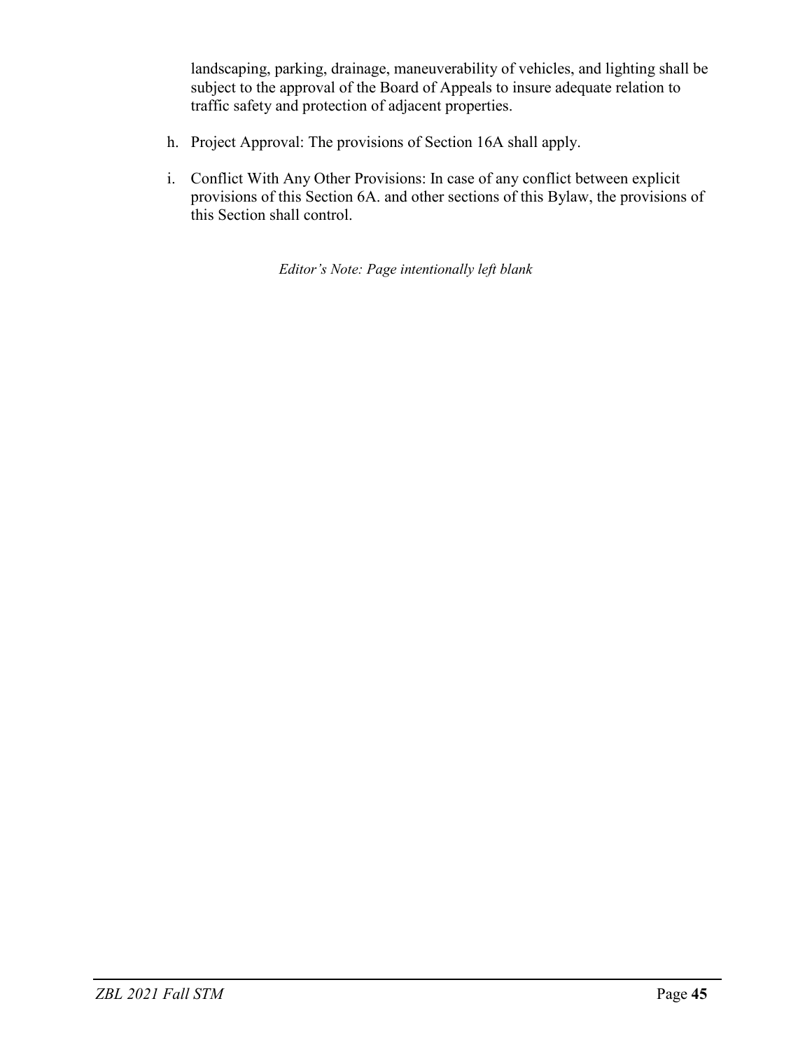landscaping, parking, drainage, maneuverability of vehicles, and lighting shall be subject to the approval of the Board of Appeals to insure adequate relation to traffic safety and protection of adjacent properties.

h. Project Approval: The provisions of Section 16A shall apply.

i. Conflict With Any Other Provisions: In case of any conflict between explicit provisions of this Section 6A. and other sections of this Bylaw, the provisions of this Section shall control.

*Editor's Note: Page intentionally left blank*